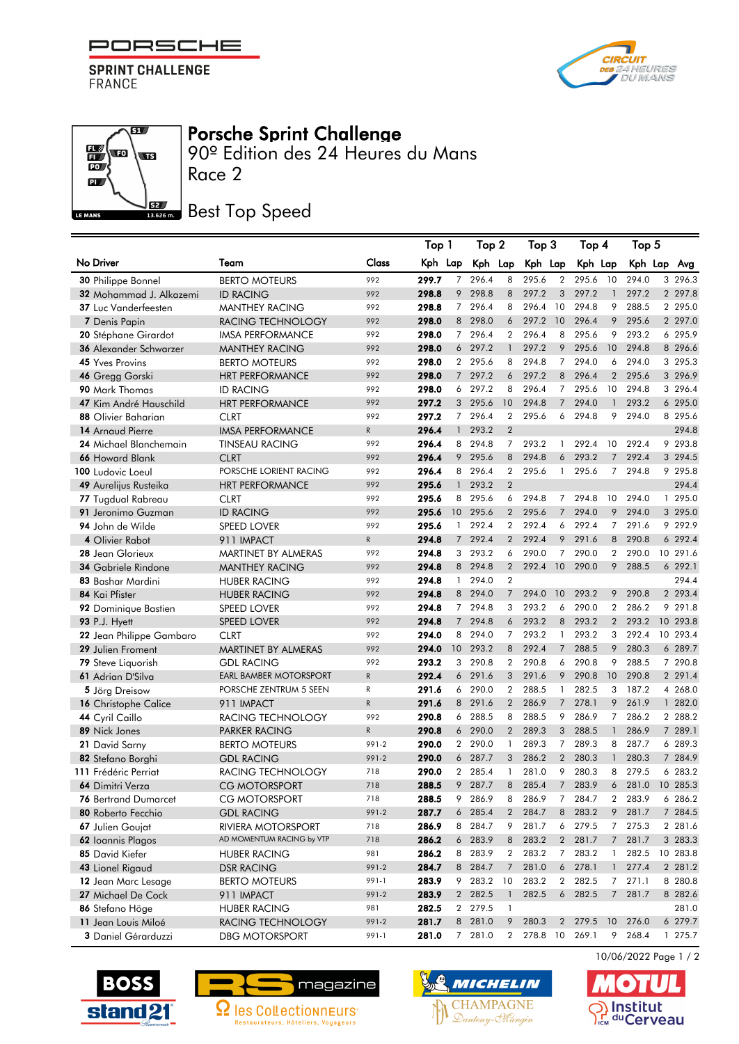# Porsche Sprint Challenge

## 90º Edition des 24 Heures du Mans

## Race 2

## Best Top Speed

| No | Driver | Team | Class | Top 1 Kph | Top 1 Lap | Top 2 Kph | Top 2 Lap | Top 3 Kph | Top 3 Lap | Top 4 Kph | Top 4 Lap | Top 5 Kph | Top 5 Lap | Avg |
|---|---|---|---|---|---|---|---|---|---|---|---|---|---|---|
| 30 | Philippe Bonnel | BERTO MOTEURS | 992 | **299.7** | 7 | 296.4 | 8 | 295.6 | 2 | 295.6 | 10 | 294.0 | 3 | 296.3 |
| 32 | Mohammad J. Alkazemi | ID RACING | 992 | **298.8** | 9 | 298.8 | 8 | 297.2 | 3 | 297.2 | 1 | 297.2 | 2 | 297.8 |
| 37 | Luc Vanderfeesten | MANTHEY RACING | 992 | **298.8** | 7 | 296.4 | 8 | 296.4 | 10 | 294.8 | 9 | 288.5 | 2 | 295.0 |
| 7 | Denis Papin | RACING TECHNOLOGY | 992 | **298.0** | 8 | 298.0 | 6 | 297.2 | 10 | 296.4 | 9 | 295.6 | 2 | 297.0 |
| 20 | Stéphane Girardot | IMSA PERFORMANCE | 992 | **298.0** | 7 | 296.4 | 2 | 296.4 | 8 | 295.6 | 9 | 293.2 | 6 | 295.9 |
| 36 | Alexander Schwarzer | MANTHEY RACING | 992 | **298.0** | 6 | 297.2 | 1 | 297.2 | 9 | 295.6 | 10 | 294.8 | 8 | 296.6 |
| 45 | Yves Provins | BERTO MOTEURS | 992 | **298.0** | 2 | 295.6 | 8 | 294.8 | 7 | 294.0 | 6 | 294.0 | 3 | 295.3 |
| 46 | Gregg Gorski | HRT PERFORMANCE | 992 | **298.0** | 7 | 297.2 | 6 | 297.2 | 8 | 296.4 | 2 | 295.6 | 3 | 296.9 |
| 90 | Mark Thomas | ID RACING | 992 | **298.0** | 6 | 297.2 | 8 | 296.4 | 7 | 295.6 | 10 | 294.8 | 3 | 296.4 |
| 47 | Kim André Hauschild | HRT PERFORMANCE | 992 | **297.2** | 3 | 295.6 | 10 | 294.8 | 7 | 294.0 | 1 | 293.2 | 6 | 295.0 |
| 88 | Olivier Baharian | CLRT | 992 | **297.2** | 7 | 296.4 | 2 | 295.6 | 6 | 294.8 | 9 | 294.0 | 8 | 295.6 |
| 14 | Arnaud Pierre | IMSA PERFORMANCE | R | **296.4** | 1 | 293.2 | 2 | | | | | | | 294.8 |
| 24 | Michael Blanchemain | TINSEAU RACING | 992 | **296.4** | 8 | 294.8 | 7 | 293.2 | 1 | 292.4 | 10 | 292.4 | 9 | 293.8 |
| 66 | Howard Blank | CLRT | 992 | **296.4** | 9 | 295.6 | 8 | 294.8 | 6 | 293.2 | 7 | 292.4 | 3 | 294.5 |
| 100 | Ludovic Loeul | PORSCHE LORIENT RACING | 992 | **296.4** | 8 | 296.4 | 2 | 295.6 | 1 | 295.6 | 7 | 294.8 | 9 | 295.8 |
| 49 | Aurelijus Rusteika | HRT PERFORMANCE | 992 | **295.6** | 1 | 293.2 | 2 | | | | | | | 294.4 |
| 77 | Tugdual Rabreau | CLRT | 992 | **295.6** | 8 | 295.6 | 6 | 294.8 | 7 | 294.8 | 10 | 294.0 | 1 | 295.0 |
| 91 | Jeronimo Guzman | ID RACING | 992 | **295.6** | 10 | 295.6 | 2 | 295.6 | 7 | 294.0 | 9 | 294.0 | 3 | 295.0 |
| 94 | John de Wilde | SPEED LOVER | 992 | **295.6** | 1 | 292.4 | 2 | 292.4 | 6 | 292.4 | 7 | 291.6 | 9 | 292.9 |
| 4 | Olivier Rabot | 911 IMPACT | R | **294.8** | 7 | 292.4 | 2 | 292.4 | 9 | 291.6 | 8 | 290.8 | 6 | 292.4 |
| 28 | Jean Glorieux | MARTINET BY ALMERAS | 992 | **294.8** | 3 | 293.2 | 6 | 290.0 | 7 | 290.0 | 2 | 290.0 | 10 | 291.6 |
| 34 | Gabriele Rindone | MANTHEY RACING | 992 | **294.8** | 8 | 294.8 | 2 | 292.4 | 10 | 290.0 | 9 | 288.5 | 6 | 292.1 |
| 83 | Bashar Mardini | HUBER RACING | 992 | **294.8** | 1 | 294.0 | 2 | | | | | | | 294.4 |
| 84 | Kai Pfister | HUBER RACING | 992 | **294.8** | 8 | 294.0 | 7 | 294.0 | 10 | 293.2 | 9 | 290.8 | 2 | 293.4 |
| 92 | Dominique Bastien | SPEED LOVER | 992 | **294.8** | 7 | 294.8 | 3 | 293.2 | 6 | 290.0 | 2 | 286.2 | 9 | 291.8 |
| 93 | P.J. Hyett | SPEED LOVER | 992 | **294.8** | 7 | 294.8 | 6 | 293.2 | 8 | 293.2 | 2 | 293.2 | 10 | 293.8 |
| 22 | Jean Philippe Gambaro | CLRT | 992 | **294.0** | 8 | 294.0 | 7 | 293.2 | 1 | 293.2 | 3 | 292.4 | 10 | 293.4 |
| 29 | Julien Froment | MARTINET BY ALMERAS | 992 | **294.0** | 10 | 293.2 | 8 | 292.4 | 7 | 288.5 | 9 | 280.3 | 6 | 289.7 |
| 79 | Steve Liquorish | GDL RACING | 992 | **293.2** | 3 | 290.8 | 2 | 290.8 | 6 | 290.8 | 9 | 288.5 | 7 | 290.8 |
| 61 | Adrian D'Silva | EARL BAMBER MOTORSPORT | R | **292.4** | 6 | 291.6 | 3 | 291.6 | 9 | 290.8 | 10 | 290.8 | 2 | 291.4 |
| 5 | Jörg Dreisow | PORSCHE ZENTRUM 5 SEEN | R | **291.6** | 6 | 290.0 | 2 | 288.5 | 1 | 282.5 | 3 | 187.2 | 4 | 268.0 |
| 16 | Christophe Calice | 911 IMPACT | R | **291.6** | 8 | 291.6 | 2 | 286.9 | 7 | 278.1 | 9 | 261.9 | 1 | 282.0 |
| 44 | Cyril Caillo | RACING TECHNOLOGY | 992 | **290.8** | 6 | 288.5 | 8 | 288.5 | 9 | 286.9 | 7 | 286.2 | 2 | 288.2 |
| 89 | Nick Jones | PARKER RACING | R | **290.8** | 6 | 290.0 | 2 | 289.3 | 3 | 288.5 | 1 | 286.9 | 7 | 289.1 |
| 21 | David Sarny | BERTO MOTEURS | 991-2 | **290.0** | 2 | 290.0 | 3 | 289.3 | 7 | 289.3 | 8 | 287.7 | 6 | 289.3 |
| 82 | Stefano Borghi | GDL RACING | 991-2 | **290.0** | 6 | 287.7 | 3 | 286.2 | 2 | 280.3 | 1 | 280.3 | 7 | 284.9 |
| 111 | Frédéric Perriat | RACING TECHNOLOGY | 718 | **290.0** | 2 | 285.4 | 1 | 281.0 | 9 | 280.3 | 8 | 279.5 | 6 | 283.2 |
| 64 | Dimitri Verza | CG MOTORSPORT | 718 | **288.5** | 9 | 287.7 | 8 | 285.4 | 7 | 283.9 | 6 | 281.0 | 10 | 285.3 |
| 76 | Bertrand Dumarcet | CG MOTORSPORT | 718 | **288.5** | 9 | 286.9 | 8 | 286.9 | 7 | 284.7 | 2 | 283.9 | 6 | 286.2 |
| 80 | Roberto Fecchio | GDL RACING | 991-2 | **287.7** | 6 | 285.4 | 2 | 284.7 | 8 | 283.2 | 9 | 281.7 | 7 | 284.5 |
| 67 | Julien Goujat | RIVIERA MOTORSPORT | 718 | **286.9** | 8 | 284.7 | 9 | 281.7 | 6 | 279.5 | 7 | 275.3 | 2 | 281.6 |
| 62 | Ioannis Plagos | AD MOMENTUM RACING by VTP | 718 | **286.2** | 6 | 283.9 | 8 | 283.2 | 2 | 281.7 | 7 | 281.7 | 3 | 283.3 |
| 85 | David Kiefer | HUBER RACING | 981 | **286.2** | 8 | 283.9 | 2 | 283.2 | 7 | 283.2 | 1 | 282.5 | 10 | 283.8 |
| 43 | Lionel Rigaud | DSR RACING | 991-2 | **284.7** | 8 | 284.7 | 7 | 281.0 | 6 | 278.1 | 1 | 277.4 | 2 | 281.2 |
| 12 | Jean Marc Lesage | BERTO MOTEURS | 991-1 | **283.9** | 9 | 283.2 | 10 | 283.2 | 2 | 282.5 | 7 | 271.1 | 8 | 280.8 |
| 27 | Michael De Cock | 911 IMPACT | 991-2 | **283.9** | 2 | 282.5 | 1 | 282.5 | 6 | 282.5 | 7 | 281.7 | 8 | 282.6 |
| 86 | Stefano Höge | HUBER RACING | 981 | **282.5** | 2 | 279.5 | 1 | | | | | | | 281.0 |
| 11 | Jean Louis Miloé | RACING TECHNOLOGY | 991-2 | **281.7** | 8 | 281.0 | 9 | 280.3 | 2 | 279.5 | 10 | 276.0 | 6 | 279.7 |
| 3 | Daniel Gérarduzzi | DBG MOTORSPORT | 991-1 | **281.0** | 7 | 281.0 | 2 | 278.8 | 10 | 269.1 | 9 | 268.4 | 1 | 275.7 |

10/06/2022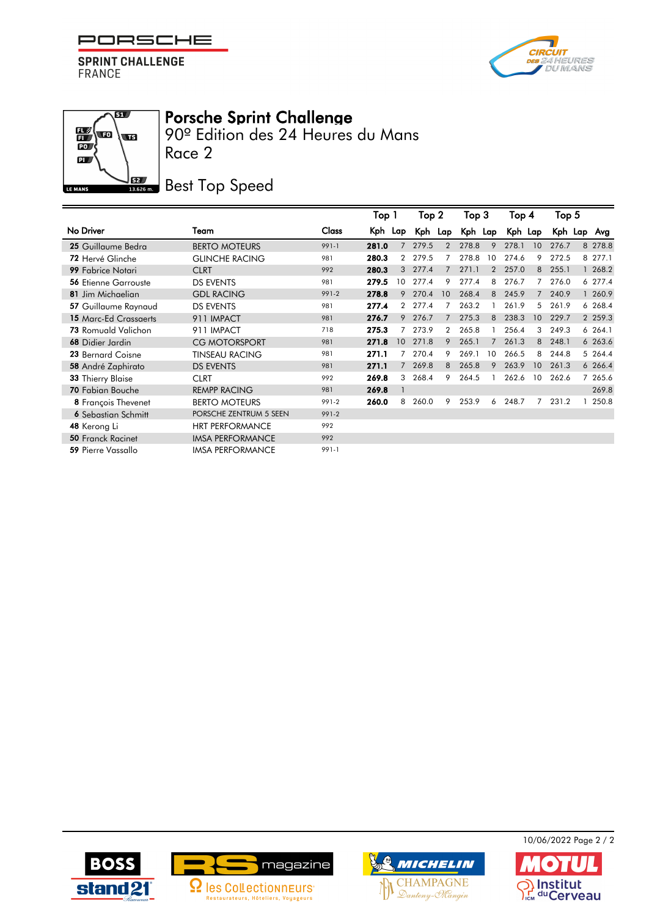PORSCHE
SPRINT CHALLENGE
FRANCE

# Porsche Sprint Challenge

## 90º Edition des 24 Heures du Mans

## Race 2

## Best Top Speed

| No | Driver | Team | Class | Top 1 Kph | Top 1 Lap | Top 2 Kph | Top 2 Lap | Top 3 Kph | Top 3 Lap | Top 4 Kph | Top 4 Lap | Top 5 Kph | Top 5 Lap | Avg |
|---|---|---|---|---|---|---|---|---|---|---|---|---|---|---|
| 25 | Guillaume Bedra | BERTO MOTEURS | 991-1 | **281.0** | 7 | 279.5 | 2 | 278.8 | 9 | 278.1 | 10 | 276.7 | 8 | 278.8 |
| 72 | Hervé Glinche | GLINCHE RACING | 981 | **280.3** | 2 | 279.5 | 7 | 278.8 | 10 | 274.6 | 9 | 272.5 | 8 | 277.1 |
| 99 | Fabrice Notari | CLRT | 992 | **280.3** | 3 | 277.4 | 7 | 271.1 | 2 | 257.0 | 8 | 255.1 | 1 | 268.2 |
| 56 | Etienne Garrouste | DS EVENTS | 981 | **279.5** | 10 | 277.4 | 9 | 277.4 | 8 | 276.7 | 7 | 276.0 | 6 | 277.4 |
| 81 | Jim Michaelian | GDL RACING | 991-2 | **278.8** | 9 | 270.4 | 10 | 268.4 | 8 | 245.9 | 7 | 240.9 | 1 | 260.9 |
| 57 | Guillaume Raynaud | DS EVENTS | 981 | **277.4** | 2 | 277.4 | 7 | 263.2 | 1 | 261.9 | 5 | 261.9 | 6 | 268.4 |
| 15 | Marc-Ed Crassaerts | 911 IMPACT | 981 | **276.7** | 9 | 276.7 | 7 | 275.3 | 8 | 238.3 | 10 | 229.7 | 2 | 259.3 |
| 73 | Romuald Valichon | 911 IMPACT | 718 | **275.3** | 7 | 273.9 | 2 | 265.8 | 1 | 256.4 | 3 | 249.3 | 6 | 264.1 |
| 68 | Didier Jardin | CG MOTORSPORT | 981 | **271.8** | 10 | 271.8 | 9 | 265.1 | 7 | 261.3 | 8 | 248.1 | 6 | 263.6 |
| 23 | Bernard Coisne | TINSEAU RACING | 981 | **271.1** | 7 | 270.4 | 9 | 269.1 | 10 | 266.5 | 8 | 244.8 | 5 | 264.4 |
| 58 | André Zaphirato | DS EVENTS | 981 | **271.1** | 7 | 269.8 | 8 | 265.8 | 9 | 263.9 | 10 | 261.3 | 6 | 266.4 |
| 33 | Thierry Blaise | CLRT | 992 | **269.8** | 3 | 268.4 | 9 | 264.5 | 1 | 262.6 | 10 | 262.6 | 7 | 265.6 |
| 70 | Fabian Bouche | REMPP RACING | 981 | **269.8** | 1 | | | | | | | | | 269.8 |
| 8 | François Thevenet | BERTO MOTEURS | 991-2 | **260.0** | 8 | 260.0 | 9 | 253.9 | 6 | 248.7 | 7 | 231.2 | 1 | 250.8 |
| 6 | Sebastian Schmitt | PORSCHE ZENTRUM 5 SEEN | 991-2 | | | | | | | | | | | |
| 48 | Kerong Li | HRT PERFORMANCE | 992 | | | | | | | | | | | |
| 50 | Franck Racinet | IMSA PERFORMANCE | 992 | | | | | | | | | | | |
| 59 | Pierre Vassallo | IMSA PERFORMANCE | 991-1 | | | | | | | | | | | |

10/06/2022